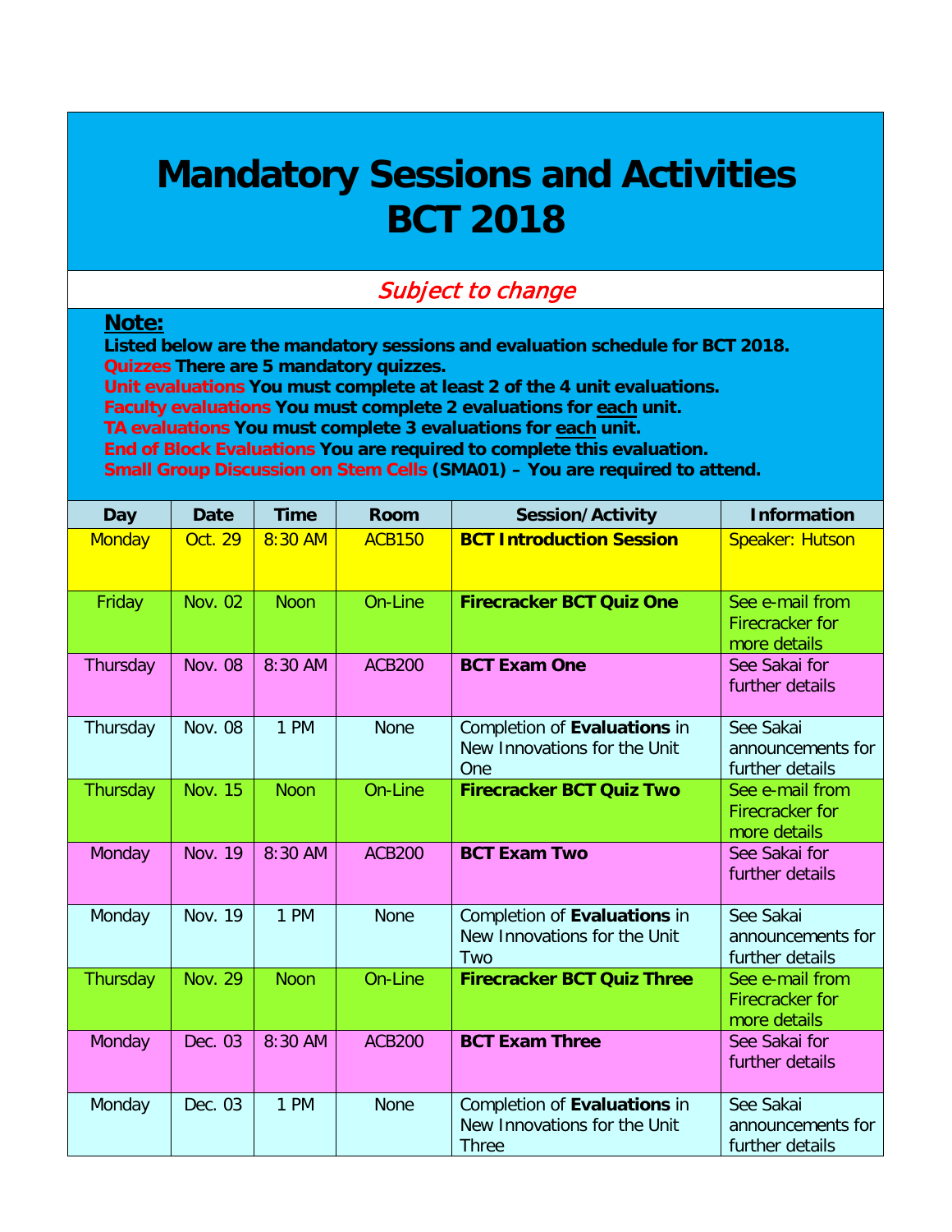# Mandatory Sessions and Activities BCT 2018

*Subject to change*

**Note:**

**Listed below are the mandatory sessions and evaluation schedule for BCT 2018.**
**Quizzes There are 5 mandatory quizzes.**
**Unit evaluations You must complete at least 2 of the 4 unit evaluations.**
**Faculty evaluations You must complete 2 evaluations for each unit.**
**TA evaluations You must complete 3 evaluations for each unit.**
**End of Block Evaluations You are required to complete this evaluation.**
**Small Group Discussion on Stem Cells (SMA01) – You are required to attend.**

| Day | Date | Time | Room | Session/Activity | Information |
|---|---|---|---|---|---|
| Monday | Oct. 29 | 8:30 AM | ACB150 | **BCT Introduction Session** | Speaker: Hutson |
| Friday | Nov. 02 | Noon | On-Line | **Firecracker BCT Quiz One** | See e-mail from Firecracker for more details |
| Thursday | Nov. 08 | 8:30 AM | ACB200 | **BCT Exam One** | See Sakai for further details |
| Thursday | Nov. 08 | 1 PM | None | Completion of **Evaluations** in New Innovations for the Unit One | See Sakai announcements for further details |
| Thursday | Nov. 15 | Noon | On-Line | **Firecracker BCT Quiz Two** | See e-mail from Firecracker for more details |
| Monday | Nov. 19 | 8:30 AM | ACB200 | **BCT Exam Two** | See Sakai for further details |
| Monday | Nov. 19 | 1 PM | None | Completion of **Evaluations** in New Innovations for the Unit Two | See Sakai announcements for further details |
| Thursday | Nov. 29 | Noon | On-Line | **Firecracker BCT Quiz Three** | See e-mail from Firecracker for more details |
| Monday | Dec. 03 | 8:30 AM | ACB200 | **BCT Exam Three** | See Sakai for further details |
| Monday | Dec. 03 | 1 PM | None | Completion of **Evaluations** in New Innovations for the Unit Three | See Sakai announcements for further details |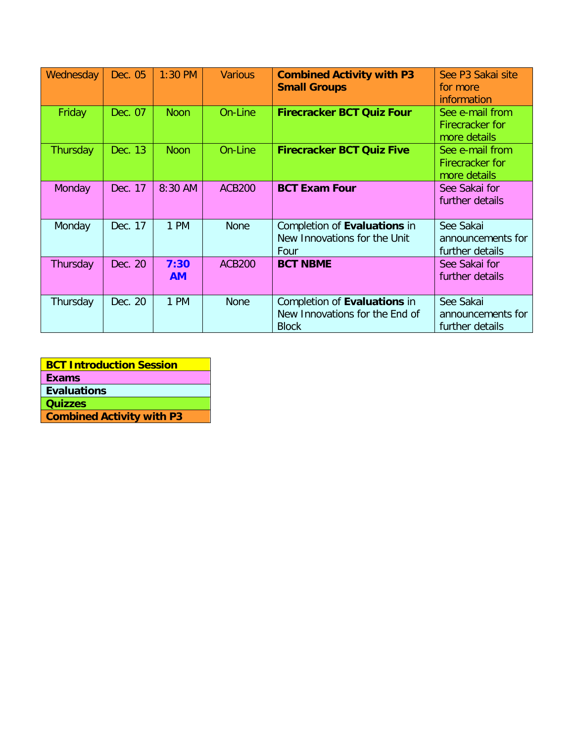| | | | | | |
|---|---|---|---|---|---|
| Wednesday | Dec. 05 | 1:30 PM | Various | **Combined Activity with P3 Small Groups** | See P3 Sakai site for more information |
| Friday | Dec. 07 | Noon | On-Line | **Firecracker BCT Quiz Four** | See e-mail from Firecracker for more details |
| Thursday | Dec. 13 | Noon | On-Line | **Firecracker BCT Quiz Five** | See e-mail from Firecracker for more details |
| Monday | Dec. 17 | 8:30 AM | ACB200 | **BCT Exam Four** | See Sakai for further details |
| Monday | Dec. 17 | 1 PM | None | Completion of **Evaluations** in New Innovations for the Unit Four | See Sakai announcements for further details |
| Thursday | Dec. 20 | **7:30 AM** | ACB200 | **BCT NBME** | See Sakai for further details |
| Thursday | Dec. 20 | 1 PM | None | Completion of **Evaluations** in New Innovations for the End of Block | See Sakai announcements for further details |

| |
|---|
| **BCT Introduction Session** |
| **Exams** |
| **Evaluations** |
| **Quizzes** |
| **Combined Activity with P3** |